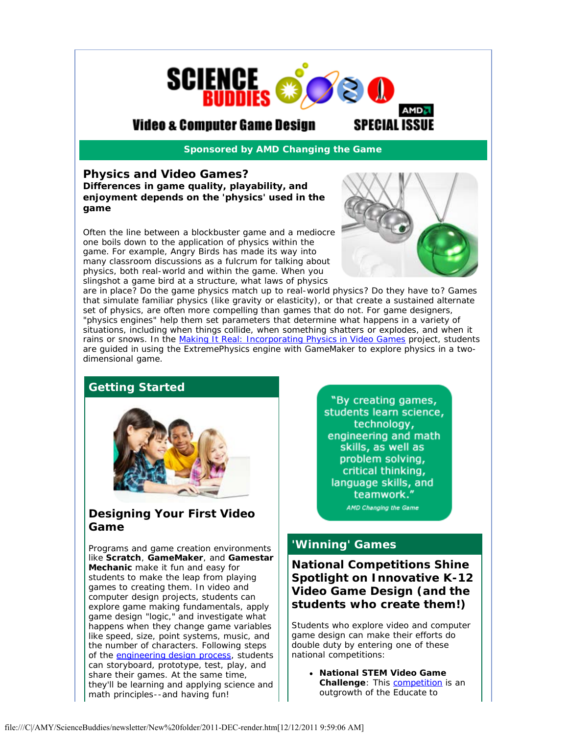# Science Buddies

## Video & Computer Game Design — AMD SPECIAL ISSUE

**Sponsored by AMD Changing the Game**

## Physics and Video Games?

**Differences in game quality, playability, and enjoyment depends on the 'physics' used in the game**

Often the line between a blockbuster game and a mediocre one boils down to the application of physics within the game. For example, Angry Birds has made its way into many classroom discussions as a fulcrum for talking about physics, both real-world and within the game. When you slingshot a game bird at a structure, what laws of physics are in place? Do the game physics match up to real-world physics? Do they have to? Games that simulate familiar physics (like gravity or elasticity), or that create a sustained alternate set of physics, are often more compelling than games that do not. For game designers, "physics engines" help them set parameters that determine what happens in a variety of situations, including when things collide, when something shatters or explodes, and when it rains or snows. In the Making It Real: Incorporating Physics in Video Games project, students are guided in using the ExtremePhysics engine with GameMaker to explore physics in a two-dimensional game.

## Getting Started

### Designing Your First Video Game

Programs and game creation environments like **Scratch**, **GameMaker**, and **Gamestar Mechanic** make it fun and easy for students to make the leap from playing games to creating them. In video and computer design projects, students can explore game making fundamentals, apply game design "logic," and investigate what happens when they change game variables like speed, size, point systems, music, and the number of characters. Following steps of the engineering design process, students can storyboard, prototype, test, play, and share their games. At the same time, they'll be learning and applying science and math principles--and having fun!

"By creating games, students learn science, technology, engineering and math skills, as well as problem solving, critical thinking, language skills, and teamwork."

*AMD Changing the Game*

## 'Winning' Games

### National Competitions Shine Spotlight on Innovative K-12 Video Game Design (and the students who create them!)

Students who explore video and computer game design can make their efforts do double duty by entering one of these national competitions:

- **National STEM Video Game Challenge**: This competition is an outgrowth of the Educate to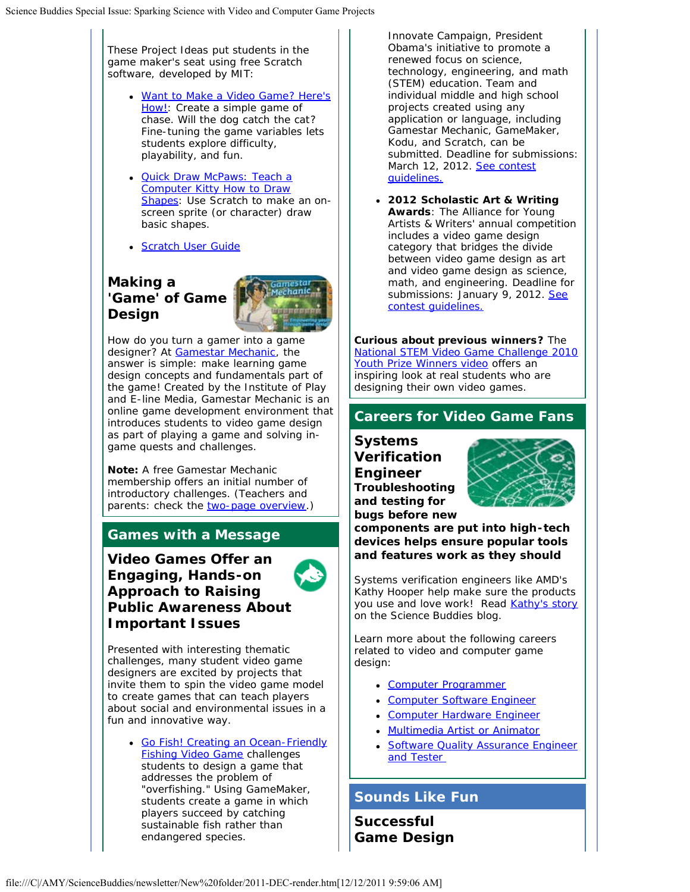These Project Ideas put students in the game maker's seat using free Scratch software, developed by MIT:

- Want to Make a Video Game? Here's How!: Create a simple game of chase. Will the dog catch the cat? Fine-tuning the game variables lets students explore difficulty, playability, and fun.
- Quick Draw McPaws: Teach a Computer Kitty How to Draw Shapes: Use Scratch to make an on-screen sprite (or character) draw basic shapes.
- Scratch User Guide

### Making a 'Game' of Game Design

How do you turn a gamer into a game designer? At Gamestar Mechanic, the answer is simple: make learning game design concepts and fundamentals part of the game! Created by the Institute of Play and E-line Media, Gamestar Mechanic is an online game development environment that introduces students to video game design as part of playing a game and solving in-game quests and challenges.

**Note:** A free Gamestar Mechanic membership offers an initial number of introductory challenges. (Teachers and parents: check the two-page overview.)

## Games with a Message

### Video Games Offer an Engaging, Hands-on Approach to Raising Public Awareness About Important Issues

Presented with interesting thematic challenges, many student video game designers are excited by projects that invite them to spin the video game model to create games that can teach players about social and environmental issues in a fun and innovative way.

- Go Fish! Creating an Ocean-Friendly Fishing Video Game challenges students to design a game that addresses the problem of "overfishing." Using GameMaker, students create a game in which players succeed by catching sustainable fish rather than endangered species.

Innovate Campaign, President Obama's initiative to promote a renewed focus on science, technology, engineering, and math (STEM) education. Team and individual middle and high school projects created using any application or language, including Gamestar Mechanic, GameMaker, Kodu, and Scratch, can be submitted. Deadline for submissions: March 12, 2012. See contest guidelines.

- **2012 Scholastic Art & Writing Awards**: The Alliance for Young Artists & Writers' annual competition includes a video game design category that bridges the divide between video game design as art and video game design as science, math, and engineering. Deadline for submissions: January 9, 2012. See contest guidelines.

**Curious about previous winners?** The National STEM Video Game Challenge 2010 Youth Prize Winners video offers an inspiring look at real students who are designing their own video games.

## Careers for Video Game Fans

### Systems Verification Engineer

**Troubleshooting and testing for bugs before new components are put into high-tech devices helps ensure popular tools and features work as they should**

Systems verification engineers like AMD's Kathy Hooper help make sure the products you use and love work! Read Kathy's story on the Science Buddies blog.

Learn more about the following careers related to video and computer game design:

- Computer Programmer
- Computer Software Engineer
- Computer Hardware Engineer
- Multimedia Artist or Animator
- Software Quality Assurance Engineer and Tester

## Sounds Like Fun

### Successful Game Design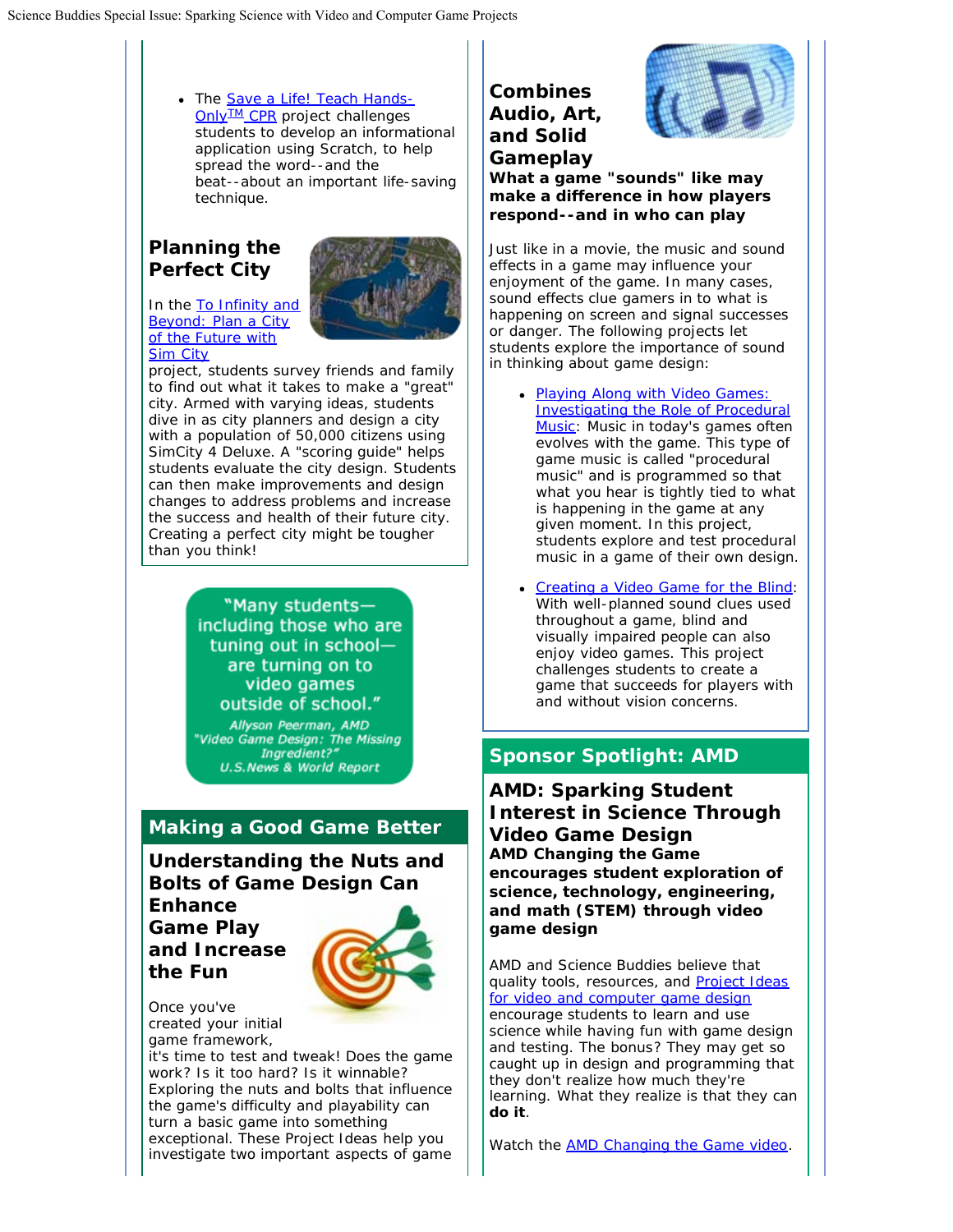- The Save a Life! Teach Hands-Only™ CPR project challenges students to develop an informational application using Scratch, to help spread the word--and the beat--about an important life-saving technique.

### Planning the Perfect City

In the To Infinity and Beyond: Plan a City of the Future with Sim City project, students survey friends and family to find out what it takes to make a "great" city. Armed with varying ideas, students dive in as city planners and design a city with a population of 50,000 citizens using SimCity 4 Deluxe. A "scoring guide" helps students evaluate the city design. Students can then make improvements and design changes to address problems and increase the success and health of their future city. Creating a perfect city might be tougher than you think!

> "Many students—including those who are tuning out in school—are turning on to video games outside of school."
>
> *Allyson Peerman, AMD*
> *"Video Game Design: The Missing Ingredient?"*
> *U.S.News & World Report*

## Making a Good Game Better

### Understanding the Nuts and Bolts of Game Design Can Enhance Game Play and Increase the Fun

Once you've created your initial game framework, it's time to test and tweak! Does the game work? Is it too hard? Is it winnable? Exploring the nuts and bolts that influence the game's difficulty and playability can turn a basic game into something exceptional. These Project Ideas help you investigate two important aspects of game

### Combines Audio, Art, and Solid Gameplay

**What a game "sounds" like may make a difference in how players respond--and in who can play**

Just like in a movie, the music and sound effects in a game may influence your enjoyment of the game. In many cases, sound effects clue gamers in to what is happening on screen and signal successes or danger. The following projects let students explore the importance of sound in thinking about game design:

- Playing Along with Video Games: Investigating the Role of Procedural Music: Music in today's games often evolves with the game. This type of game music is called "procedural music" and is programmed so that what you hear is tightly tied to what is happening in the game at any given moment. In this project, students explore and test procedural music in a game of their own design.

- Creating a Video Game for the Blind: With well-planned sound clues used throughout a game, blind and visually impaired people can also enjoy video games. This project challenges students to create a game that succeeds for players with and without vision concerns.

## Sponsor Spotlight: AMD

### AMD: Sparking Student Interest in Science Through Video Game Design

**AMD Changing the Game encourages student exploration of science, technology, engineering, and math (STEM) through video game design**

AMD and Science Buddies believe that quality tools, resources, and Project Ideas for video and computer game design encourage students to learn and use science while having fun with game design and testing. The bonus? They may get so caught up in design and programming that they don't realize how much they're learning. What they realize is that they can **do it**.

Watch the AMD Changing the Game video.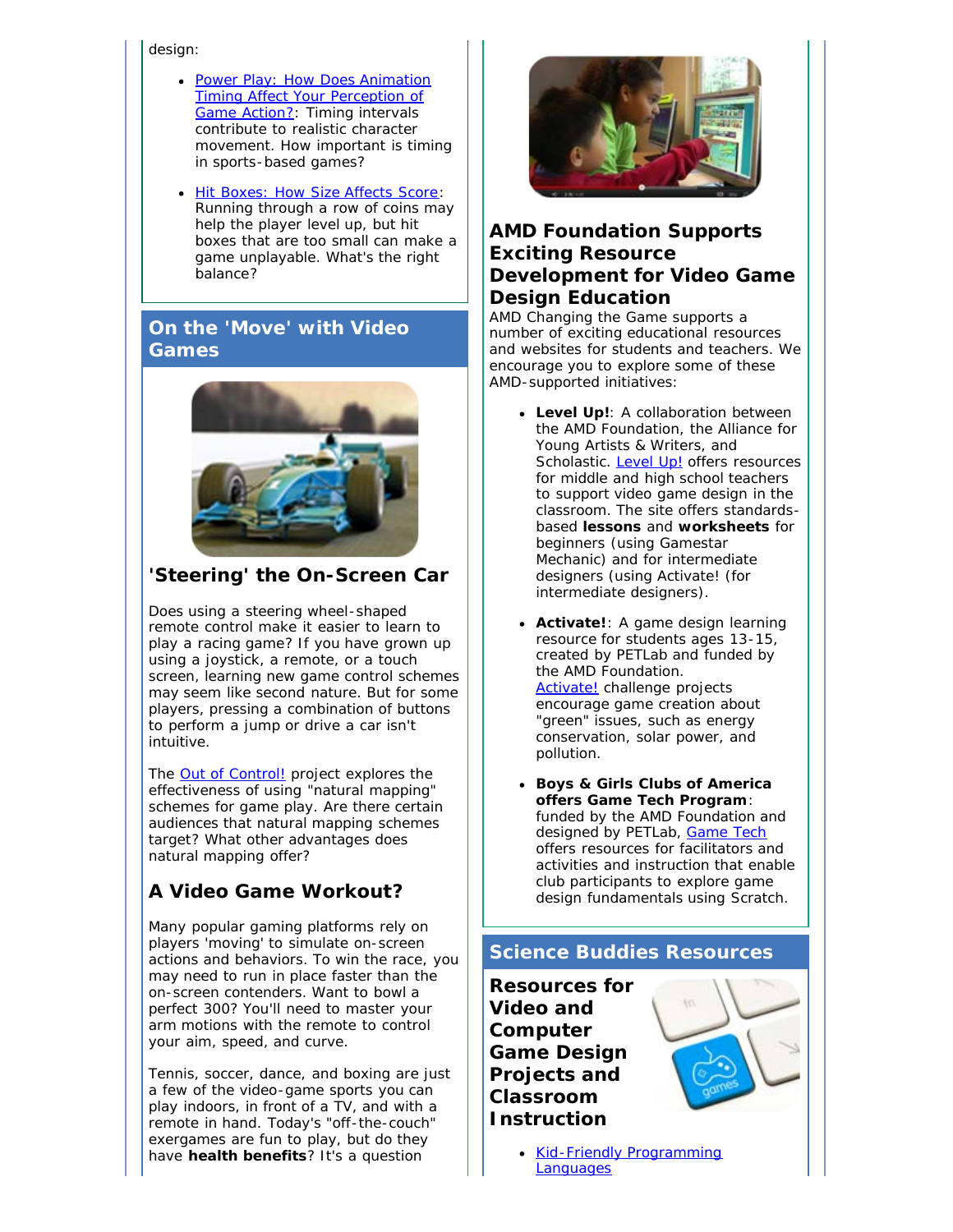design:

- [Power Play: How Does Animation Timing Affect Your Perception of Game Action?](): Timing intervals contribute to realistic character movement. How important is timing in sports-based games?
- [Hit Boxes: How Size Affects Score](): Running through a row of coins may help the player level up, but hit boxes that are too small can make a game unplayable. What's the right balance?

## On the 'Move' with Video Games

### 'Steering' the On-Screen Car

Does using a steering wheel-shaped remote control make it easier to learn to play a racing game? If you have grown up using a joystick, a remote, or a touch screen, learning new game control schemes may seem like second nature. But for some players, pressing a combination of buttons to perform a jump or drive a car isn't intuitive.

The [Out of Control!]() project explores the effectiveness of using "natural mapping" schemes for game play. Are there certain audiences that natural mapping schemes target? What other advantages does natural mapping offer?

### A Video Game Workout?

Many popular gaming platforms rely on players 'moving' to simulate on-screen actions and behaviors. To win the race, you may need to run in place faster than the on-screen contenders. Want to bowl a perfect 300? You'll need to master your arm motions with the remote to control your aim, speed, and curve.

Tennis, soccer, dance, and boxing are just a few of the video-game sports you can play indoors, in front of a TV, and with a remote in hand. Today's "off-the-couch" exergames are fun to play, but do they have **health benefits**? It's a question

### AMD Foundation Supports Exciting Resource Development for Video Game Design Education

AMD Changing the Game supports a number of exciting educational resources and websites for students and teachers. We encourage you to explore some of these AMD-supported initiatives:

- **Level Up!**: A collaboration between the AMD Foundation, the Alliance for Young Artists & Writers, and Scholastic. [Level Up!]() offers resources for middle and high school teachers to support video game design in the classroom. The site offers standards-based **lessons** and **worksheets** for beginners (using Gamestar Mechanic) and for intermediate designers (using Activate! (for intermediate designers).
- **Activate!**: A game design learning resource for students ages 13-15, created by PETLab and funded by the AMD Foundation. [Activate!]() challenge projects encourage game creation about "green" issues, such as energy conservation, solar power, and pollution.
- **Boys & Girls Clubs of America offers Game Tech Program**: funded by the AMD Foundation and designed by PETLab, [Game Tech]() offers resources for facilitators and activities and instruction that enable club participants to explore game design fundamentals using Scratch.

## Science Buddies Resources

### Resources for Video and Computer Game Design Projects and Classroom Instruction

- [Kid-Friendly Programming Languages]()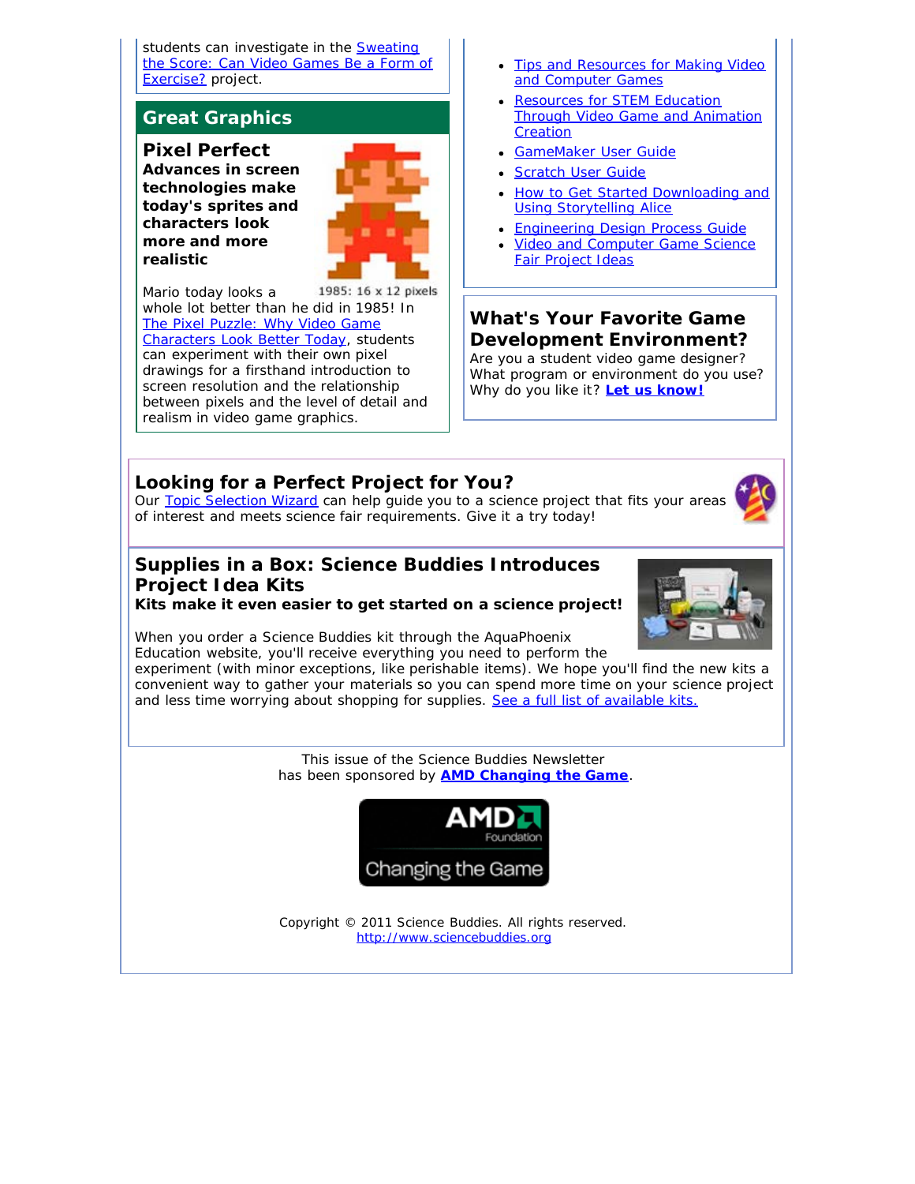students can investigate in the Sweating the Score: Can Video Games Be a Form of Exercise? project.

## Great Graphics

### Pixel Perfect

**Advances in screen technologies make today's sprites and characters look more and more realistic**

1985: 16 x 12 pixels

Mario today looks a whole lot better than he did in 1985! In The Pixel Puzzle: Why Video Game Characters Look Better Today, students can experiment with their own pixel drawings for a firsthand introduction to screen resolution and the relationship between pixels and the level of detail and realism in video game graphics.

- Tips and Resources for Making Video and Computer Games
- Resources for STEM Education Through Video Game and Animation Creation
- GameMaker User Guide
- Scratch User Guide
- How to Get Started Downloading and Using Storytelling Alice
- Engineering Design Process Guide
- Video and Computer Game Science Fair Project Ideas

## What's Your Favorite Game Development Environment?

Are you a student video game designer? What program or environment do you use? Why do you like it? **Let us know!**

## Looking for a Perfect Project for You?

Our Topic Selection Wizard can help guide you to a science project that fits your areas of interest and meets science fair requirements. Give it a try today!

## Supplies in a Box: Science Buddies Introduces Project Idea Kits

**Kits make it even easier to get started on a science project!**

When you order a Science Buddies kit through the AquaPhoenix Education website, you'll receive everything you need to perform the experiment (with minor exceptions, like perishable items). We hope you'll find the new kits a convenient way to gather your materials so you can spend more time on your science project and less time worrying about shopping for supplies. See a full list of available kits.

This issue of the Science Buddies Newsletter has been sponsored by **AMD Changing the Game**.

AMD Foundation
Changing the Game

Copyright © 2011 Science Buddies. All rights reserved.
http://www.sciencebuddies.org